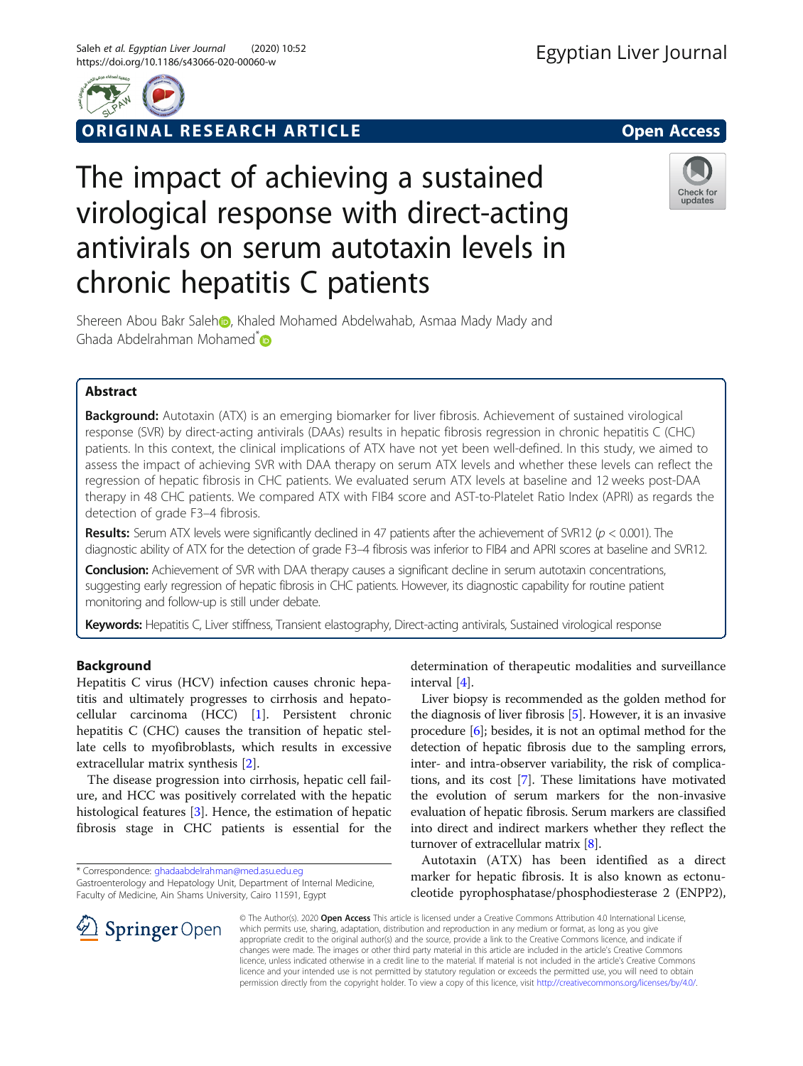ORIGINAL RESEARCH ARTICLE

Open Access

# The impact of achieving a sustained virological response with direct-acting antivirals on serum autotaxin levels in chronic hepatitis C patients

Shereen Abou Bakr Saleh, Khaled Mohamed Abdelwahab, Asmaa Mady Mady and Ghada Abdelrahman Mohamed*

## Abstract

**Background:** Autotaxin (ATX) is an emerging biomarker for liver fibrosis. Achievement of sustained virological response (SVR) by direct-acting antivirals (DAAs) results in hepatic fibrosis regression in chronic hepatitis C (CHC) patients. In this context, the clinical implications of ATX have not yet been well-defined. In this study, we aimed to assess the impact of achieving SVR with DAA therapy on serum ATX levels and whether these levels can reflect the regression of hepatic fibrosis in CHC patients. We evaluated serum ATX levels at baseline and 12 weeks post-DAA therapy in 48 CHC patients. We compared ATX with FIB4 score and AST-to-Platelet Ratio Index (APRI) as regards the detection of grade F3–4 fibrosis.

**Results:** Serum ATX levels were significantly declined in 47 patients after the achievement of SVR12 ($p < 0.001$). The diagnostic ability of ATX for the detection of grade F3–4 fibrosis was inferior to FIB4 and APRI scores at baseline and SVR12.

**Conclusion:** Achievement of SVR with DAA therapy causes a significant decline in serum autotaxin concentrations, suggesting early regression of hepatic fibrosis in CHC patients. However, its diagnostic capability for routine patient monitoring and follow-up is still under debate.

**Keywords:** Hepatitis C, Liver stiffness, Transient elastography, Direct-acting antivirals, Sustained virological response

## Background

Hepatitis C virus (HCV) infection causes chronic hepatitis and ultimately progresses to cirrhosis and hepatocellular carcinoma (HCC) [1]. Persistent chronic hepatitis C (CHC) causes the transition of hepatic stellate cells to myofibroblasts, which results in excessive extracellular matrix synthesis [2].

The disease progression into cirrhosis, hepatic cell failure, and HCC was positively correlated with the hepatic histological features [3]. Hence, the estimation of hepatic fibrosis stage in CHC patients is essential for the determination of therapeutic modalities and surveillance interval [4].

Liver biopsy is recommended as the golden method for the diagnosis of liver fibrosis [5]. However, it is an invasive procedure [6]; besides, it is not an optimal method for the detection of hepatic fibrosis due to the sampling errors, inter- and intra-observer variability, the risk of complications, and its cost [7]. These limitations have motivated the evolution of serum markers for the non-invasive evaluation of hepatic fibrosis. Serum markers are classified into direct and indirect markers whether they reflect the turnover of extracellular matrix [8].

Autotaxin (ATX) has been identified as a direct marker for hepatic fibrosis. It is also known as ectonucleotide pyrophosphatase/phosphodiesterase 2 (ENPP2),

* Correspondence: ghadaabdelrahman@med.asu.edu.eg
Gastroenterology and Hepatology Unit, Department of Internal Medicine, Faculty of Medicine, Ain Shams University, Cairo 11591, Egypt

© The Author(s). 2020 **Open Access** This article is licensed under a Creative Commons Attribution 4.0 International License, which permits use, sharing, adaptation, distribution and reproduction in any medium or format, as long as you give appropriate credit to the original author(s) and the source, provide a link to the Creative Commons licence, and indicate if changes were made. The images or other third party material in this article are included in the article's Creative Commons licence, unless indicated otherwise in a credit line to the material. If material is not included in the article's Creative Commons licence and your intended use is not permitted by statutory regulation or exceeds the permitted use, you will need to obtain permission directly from the copyright holder. To view a copy of this licence, visit http://creativecommons.org/licenses/by/4.0/.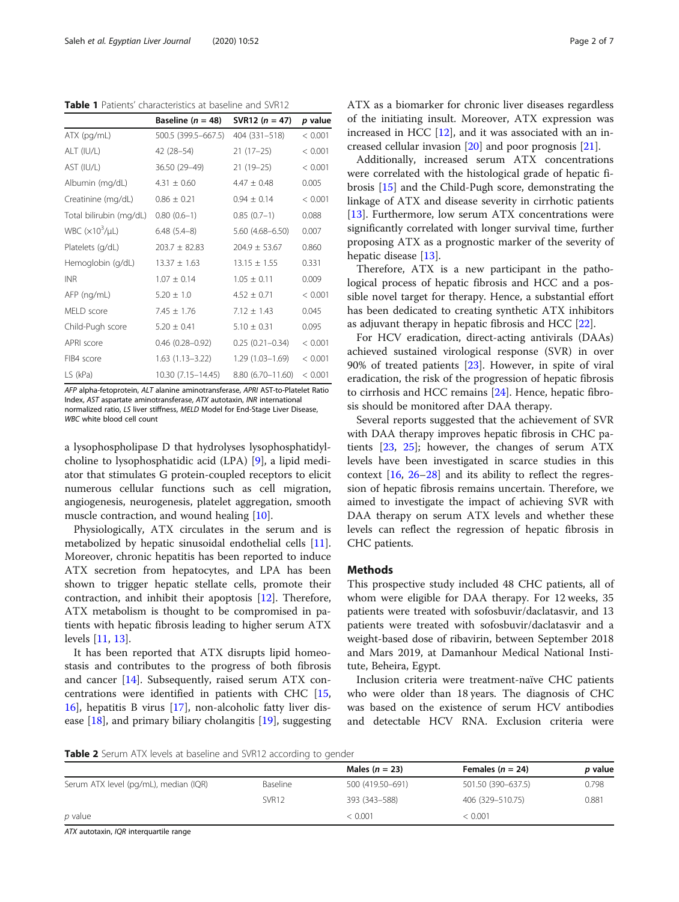**Table 1** Patients' characteristics at baseline and SVR12

| | Baseline ($n$ = 48) | SVR12 ($n$ = 47) | $p$ value |
|---|---|---|---|
| ATX (pg/mL) | 500.5 (399.5–667.5) | 404 (331–518) | < 0.001 |
| ALT (IU/L) | 42 (28–54) | 21 (17–25) | < 0.001 |
| AST (IU/L) | 36.50 (29–49) | 21 (19–25) | < 0.001 |
| Albumin (mg/dL) | 4.31 ± 0.60 | 4.47 ± 0.48 | 0.005 |
| Creatinine (mg/dL) | 0.86 ± 0.21 | 0.94 ± 0.14 | < 0.001 |
| Total bilirubin (mg/dL) | 0.80 (0.6–1) | 0.85 (0.7–1) | 0.088 |
| WBC ($\times 10^3$/μL) | 6.48 (5.4–8) | 5.60 (4.68–6.50) | 0.007 |
| Platelets (g/dL) | 203.7 ± 82.83 | 204.9 ± 53.67 | 0.860 |
| Hemoglobin (g/dL) | 13.37 ± 1.63 | 13.15 ± 1.55 | 0.331 |
| INR | 1.07 ± 0.14 | 1.05 ± 0.11 | 0.009 |
| AFP (ng/mL) | 5.20 ± 1.0 | 4.52 ± 0.71 | < 0.001 |
| MELD score | 7.45 ± 1.76 | 7.12 ± 1.43 | 0.045 |
| Child-Pugh score | 5.20 ± 0.41 | 5.10 ± 0.31 | 0.095 |
| APRI score | 0.46 (0.28–0.92) | 0.25 (0.21–0.34) | < 0.001 |
| FIB4 score | 1.63 (1.13–3.22) | 1.29 (1.03–1.69) | < 0.001 |
| LS (kPa) | 10.30 (7.15–14.45) | 8.80 (6.70–11.60) | < 0.001 |

*AFP* alpha-fetoprotein, *ALT* alanine aminotransferase, *APRI* AST-to-Platelet Ratio Index, *AST* aspartate aminotransferase, *ATX* autotaxin, *INR* international normalized ratio, *LS* liver stiffness, *MELD* Model for End-Stage Liver Disease, *WBC* white blood cell count

a lysophospholipase D that hydrolyses lysophosphatidylcholine to lysophosphatidic acid (LPA) [9], a lipid mediator that stimulates G protein-coupled receptors to elicit numerous cellular functions such as cell migration, angiogenesis, neurogenesis, platelet aggregation, smooth muscle contraction, and wound healing [10].

Physiologically, ATX circulates in the serum and is metabolized by hepatic sinusoidal endothelial cells [11]. Moreover, chronic hepatitis has been reported to induce ATX secretion from hepatocytes, and LPA has been shown to trigger hepatic stellate cells, promote their contraction, and inhibit their apoptosis [12]. Therefore, ATX metabolism is thought to be compromised in patients with hepatic fibrosis leading to higher serum ATX levels [11, 13].

It has been reported that ATX disrupts lipid homeostasis and contributes to the progress of both fibrosis and cancer [14]. Subsequently, raised serum ATX concentrations were identified in patients with CHC [15, 16], hepatitis B virus [17], non-alcoholic fatty liver disease [18], and primary biliary cholangitis [19], suggesting ATX as a biomarker for chronic liver diseases regardless of the initiating insult. Moreover, ATX expression was increased in HCC [12], and it was associated with an increased cellular invasion [20] and poor prognosis [21].

Additionally, increased serum ATX concentrations were correlated with the histological grade of hepatic fibrosis [15] and the Child-Pugh score, demonstrating the linkage of ATX and disease severity in cirrhotic patients [13]. Furthermore, low serum ATX concentrations were significantly correlated with longer survival time, further proposing ATX as a prognostic marker of the severity of hepatic disease [13].

Therefore, ATX is a new participant in the pathological process of hepatic fibrosis and HCC and a possible novel target for therapy. Hence, a substantial effort has been dedicated to creating synthetic ATX inhibitors as adjuvant therapy in hepatic fibrosis and HCC [22].

For HCV eradication, direct-acting antivirals (DAAs) achieved sustained virological response (SVR) in over 90% of treated patients [23]. However, in spite of viral eradication, the risk of the progression of hepatic fibrosis to cirrhosis and HCC remains [24]. Hence, hepatic fibrosis should be monitored after DAA therapy.

Several reports suggested that the achievement of SVR with DAA therapy improves hepatic fibrosis in CHC patients [23, 25]; however, the changes of serum ATX levels have been investigated in scarce studies in this context [16, 26–28] and its ability to reflect the regression of hepatic fibrosis remains uncertain. Therefore, we aimed to investigate the impact of achieving SVR with DAA therapy on serum ATX levels and whether these levels can reflect the regression of hepatic fibrosis in CHC patients.

## Methods

This prospective study included 48 CHC patients, all of whom were eligible for DAA therapy. For 12 weeks, 35 patients were treated with sofosbuvir/daclatasvir, and 13 patients were treated with sofosbuvir/daclatasvir and a weight-based dose of ribavirin, between September 2018 and Mars 2019, at Damanhour Medical National Institute, Beheira, Egypt.

Inclusion criteria were treatment-naïve CHC patients who were older than 18 years. The diagnosis of CHC was based on the existence of serum HCV antibodies and detectable HCV RNA. Exclusion criteria were

**Table 2** Serum ATX levels at baseline and SVR12 according to gender

| | | Males ($n$ = 23) | Females ($n$ = 24) | $p$ value |
|---|---|---|---|---|
| Serum ATX level (pg/mL), median (IQR) | Baseline | 500 (419.50–691) | 501.50 (390–637.5) | 0.798 |
| | SVR12 | 393 (343–588) | 406 (329–510.75) | 0.881 |
| $p$ value | | < 0.001 | < 0.001 | |

*ATX* autotaxin, *IQR* interquartile range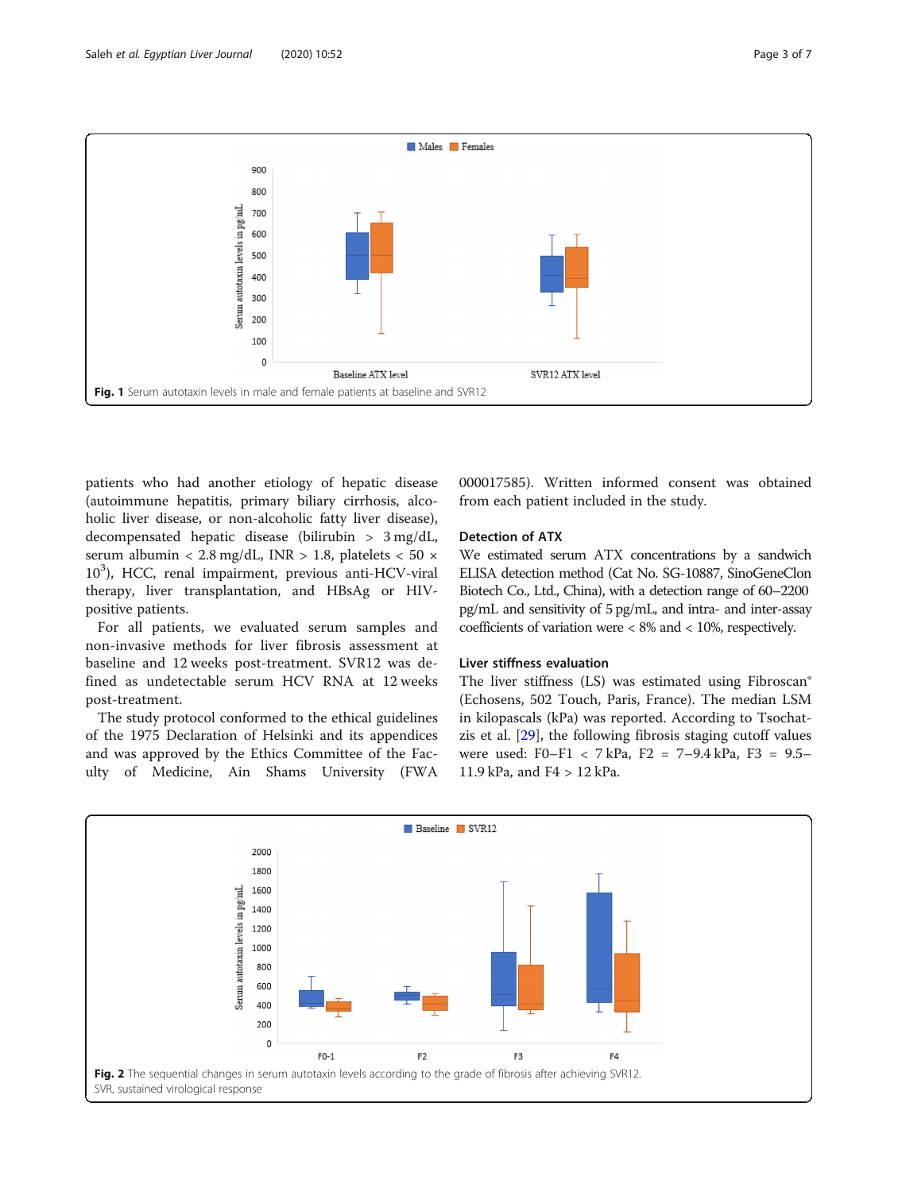Fig. 1 Serum autotaxin levels in male and female patients at baseline and SVR12

patients who had another etiology of hepatic disease (autoimmune hepatitis, primary biliary cirrhosis, alcoholic liver disease, or non-alcoholic fatty liver disease), decompensated hepatic disease (bilirubin > 3 mg/dL, serum albumin < 2.8 mg/dL, INR > 1.8, platelets < 50 × $10^3$), HCC, renal impairment, previous anti-HCV-viral therapy, liver transplantation, and HBsAg or HIV-positive patients.

For all patients, we evaluated serum samples and non-invasive methods for liver fibrosis assessment at baseline and 12 weeks post-treatment. SVR12 was defined as undetectable serum HCV RNA at 12 weeks post-treatment.

The study protocol conformed to the ethical guidelines of the 1975 Declaration of Helsinki and its appendices and was approved by the Ethics Committee of the Faculty of Medicine, Ain Shams University (FWA 000017585). Written informed consent was obtained from each patient included in the study.

### Detection of ATX

We estimated serum ATX concentrations by a sandwich ELISA detection method (Cat No. SG-10887, SinoGeneClon Biotech Co., Ltd., China), with a detection range of 60–2200 pg/mL and sensitivity of 5 pg/mL, and intra- and inter-assay coefficients of variation were < 8% and < 10%, respectively.

### Liver stiffness evaluation

The liver stiffness (LS) was estimated using Fibroscan® (Echosens, 502 Touch, Paris, France). The median LSM in kilopascals (kPa) was reported. According to Tsochatzis et al. [29], the following fibrosis staging cutoff values were used: F0–F1 < 7 kPa, F2 = 7–9.4 kPa, F3 = 9.5–11.9 kPa, and F4 > 12 kPa.

Fig. 2 The sequential changes in serum autotaxin levels according to the grade of fibrosis after achieving SVR12. SVR, sustained virological response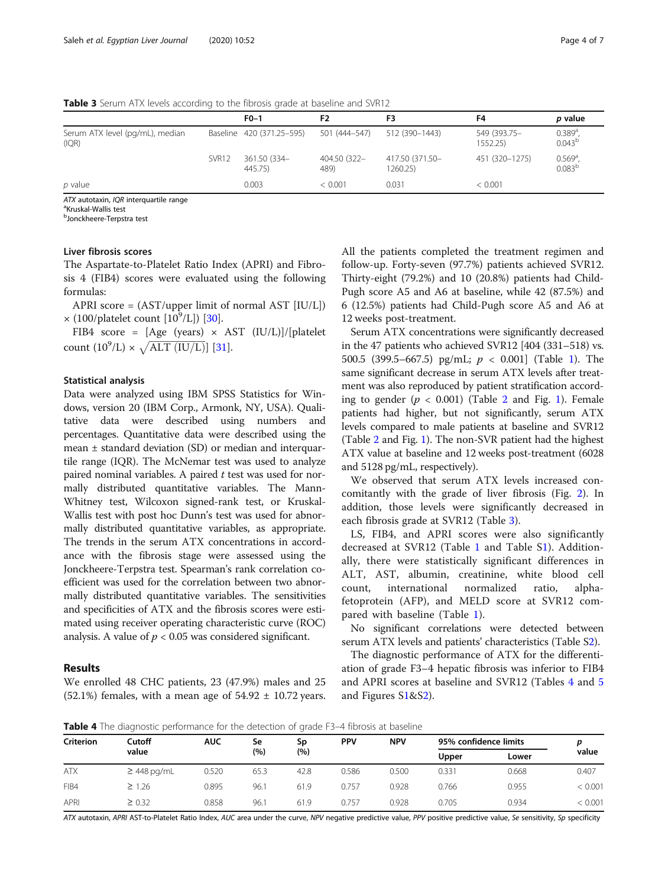**Table 3** Serum ATX levels according to the fibrosis grade at baseline and SVR12

| | | F0–1 | F2 | F3 | F4 | *p* value |
|---|---|---|---|---|---|---|
| Serum ATX level (pg/mL), median (IQR) | Baseline | 420 (371.25–595) | 501 (444–547) | 512 (390–1443) | 549 (393.75–1552.25) | 0.389[a], 0.043[b] |
| | SVR12 | 361.50 (334–445.75) | 404.50 (322–489) | 417.50 (371.50–1260.25) | 451 (320–1275) | 0.569[a], 0.083[b] |
| *p* value | | 0.003 | < 0.001 | 0.031 | < 0.001 | |

*ATX* autotaxin, *IQR* interquartile range
[a]Kruskal-Wallis test
[b]Jonckheere-Terpstra test

### Liver fibrosis scores

The Aspartate-to-Platelet Ratio Index (APRI) and Fibrosis 4 (FIB4) scores were evaluated using the following formulas:

APRI score = (AST/upper limit of normal AST [IU/L]) × (100/platelet count [$10^9$/L]) [30].

FIB4 score = [Age (years) × AST (IU/L)]/[platelet count ($10^9$/L) × $\sqrt{\text{ALT (IU/L)}}$] [31].

### Statistical analysis

Data were analyzed using IBM SPSS Statistics for Windows, version 20 (IBM Corp., Armonk, NY, USA). Qualitative data were described using numbers and percentages. Quantitative data were described using the mean ± standard deviation (SD) or median and interquartile range (IQR). The McNemar test was used to analyze paired nominal variables. A paired *t* test was used for normally distributed quantitative variables. The Mann-Whitney test, Wilcoxon signed-rank test, or Kruskal-Wallis test with post hoc Dunn's test was used for abnormally distributed quantitative variables, as appropriate. The trends in the serum ATX concentrations in accordance with the fibrosis stage were assessed using the Jonckheere-Terpstra test. Spearman's rank correlation coefficient was used for the correlation between two abnormally distributed quantitative variables. The sensitivities and specificities of ATX and the fibrosis scores were estimated using receiver operating characteristic curve (ROC) analysis. A value of $p < 0.05$ was considered significant.

## Results

We enrolled 48 CHC patients, 23 (47.9%) males and 25 (52.1%) females, with a mean age of 54.92 ± 10.72 years. All the patients completed the treatment regimen and follow-up. Forty-seven (97.7%) patients achieved SVR12. Thirty-eight (79.2%) and 10 (20.8%) patients had Child-Pugh score A5 and A6 at baseline, while 42 (87.5%) and 6 (12.5%) patients had Child-Pugh score A5 and A6 at 12 weeks post-treatment.

Serum ATX concentrations were significantly decreased in the 47 patients who achieved SVR12 [404 (331–518) vs. 500.5 (399.5–667.5) pg/mL; $p < 0.001$] (Table 1). The same significant decrease in serum ATX levels after treatment was also reproduced by patient stratification according to gender ($p < 0.001$) (Table 2 and Fig. 1). Female patients had higher, but not significantly, serum ATX levels compared to male patients at baseline and SVR12 (Table 2 and Fig. 1). The non-SVR patient had the highest ATX value at baseline and 12 weeks post-treatment (6028 and 5128 pg/mL, respectively).

We observed that serum ATX levels increased concomitantly with the grade of liver fibrosis (Fig. 2). In addition, those levels were significantly decreased in each fibrosis grade at SVR12 (Table 3).

LS, FIB4, and APRI scores were also significantly decreased at SVR12 (Table 1 and Table S1). Additionally, there were statistically significant differences in ALT, AST, albumin, creatinine, white blood cell count, international normalized ratio, alpha-fetoprotein (AFP), and MELD score at SVR12 compared with baseline (Table 1).

No significant correlations were detected between serum ATX levels and patients' characteristics (Table S2).

The diagnostic performance of ATX for the differentiation of grade F3–4 hepatic fibrosis was inferior to FIB4 and APRI scores at baseline and SVR12 (Tables 4 and 5 and Figures S1&S2).

**Table 4** The diagnostic performance for the detection of grade F3–4 fibrosis at baseline

| Criterion | Cutoff value | AUC | Se (%) | Sp (%) | PPV | NPV | 95% confidence limits | | *p* value |
|---|---|---|---|---|---|---|---|---|---|
| | | | | | | | Upper | Lower | |
| ATX | ≥ 448 pg/mL | 0.520 | 65.3 | 42.8 | 0.586 | 0.500 | 0.331 | 0.668 | 0.407 |
| FIB4 | ≥ 1.26 | 0.895 | 96.1 | 61.9 | 0.757 | 0.928 | 0.766 | 0.955 | < 0.001 |
| APRI | ≥ 0.32 | 0.858 | 96.1 | 61.9 | 0.757 | 0.928 | 0.705 | 0.934 | < 0.001 |

*ATX* autotaxin, *APRI* AST-to-Platelet Ratio Index, *AUC* area under the curve, *NPV* negative predictive value, *PPV* positive predictive value, *Se* sensitivity, *Sp* specificity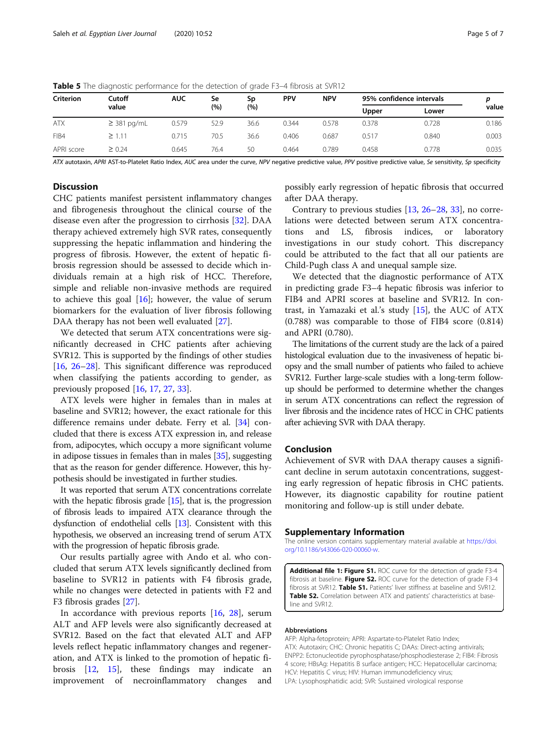**Table 5** The diagnostic performance for the detection of grade F3–4 fibrosis at SVR12

| Criterion | Cutoff value | AUC | Se (%) | Sp (%) | PPV | NPV | 95% confidence intervals | | p value |
|---|---|---|---|---|---|---|---|---|---|
| | | | | | | | Upper | Lower | |
| ATX | ≥ 381 pg/mL | 0.579 | 52.9 | 36.6 | 0.344 | 0.578 | 0.378 | 0.728 | 0.186 |
| FIB4 | ≥ 1.11 | 0.715 | 70.5 | 36.6 | 0.406 | 0.687 | 0.517 | 0.840 | 0.003 |
| APRI score | ≥ 0.24 | 0.645 | 76.4 | 50 | 0.464 | 0.789 | 0.458 | 0.778 | 0.035 |

*ATX* autotaxin, *APRI* AST-to-Platelet Ratio Index, *AUC* area under the curve, *NPV* negative predictive value, *PPV* positive predictive value, *Se* sensitivity, *Sp* specificity

## Discussion

CHC patients manifest persistent inflammatory changes and fibrogenesis throughout the clinical course of the disease even after the progression to cirrhosis [32]. DAA therapy achieved extremely high SVR rates, consequently suppressing the hepatic inflammation and hindering the progress of fibrosis. However, the extent of hepatic fibrosis regression should be assessed to decide which individuals remain at a high risk of HCC. Therefore, simple and reliable non-invasive methods are required to achieve this goal [16]; however, the value of serum biomarkers for the evaluation of liver fibrosis following DAA therapy has not been well evaluated [27].

We detected that serum ATX concentrations were significantly decreased in CHC patients after achieving SVR12. This is supported by the findings of other studies [16, 26–28]. This significant difference was reproduced when classifying the patients according to gender, as previously proposed [16, 17, 27, 33].

ATX levels were higher in females than in males at baseline and SVR12; however, the exact rationale for this difference remains under debate. Ferry et al. [34] concluded that there is excess ATX expression in, and release from, adipocytes, which occupy a more significant volume in adipose tissues in females than in males [35], suggesting that as the reason for gender difference. However, this hypothesis should be investigated in further studies.

It was reported that serum ATX concentrations correlate with the hepatic fibrosis grade [15], that is, the progression of fibrosis leads to impaired ATX clearance through the dysfunction of endothelial cells [13]. Consistent with this hypothesis, we observed an increasing trend of serum ATX with the progression of hepatic fibrosis grade.

Our results partially agree with Ando et al. who concluded that serum ATX levels significantly declined from baseline to SVR12 in patients with F4 fibrosis grade, while no changes were detected in patients with F2 and F3 fibrosis grades [27].

In accordance with previous reports [16, 28], serum ALT and AFP levels were also significantly decreased at SVR12. Based on the fact that elevated ALT and AFP levels reflect hepatic inflammatory changes and regeneration, and ATX is linked to the promotion of hepatic fibrosis [12, 15], these findings may indicate an improvement of necroinflammatory changes and possibly early regression of hepatic fibrosis that occurred after DAA therapy.

Contrary to previous studies [13, 26–28, 33], no correlations were detected between serum ATX concentrations and LS, fibrosis indices, or laboratory investigations in our study cohort. This discrepancy could be attributed to the fact that all our patients are Child-Pugh class A and unequal sample size.

We detected that the diagnostic performance of ATX in predicting grade F3–4 hepatic fibrosis was inferior to FIB4 and APRI scores at baseline and SVR12. In contrast, in Yamazaki et al.'s study [15], the AUC of ATX (0.788) was comparable to those of FIB4 score (0.814) and APRI (0.780).

The limitations of the current study are the lack of a paired histological evaluation due to the invasiveness of hepatic biopsy and the small number of patients who failed to achieve SVR12. Further large-scale studies with a long-term follow-up should be performed to determine whether the changes in serum ATX concentrations can reflect the regression of liver fibrosis and the incidence rates of HCC in CHC patients after achieving SVR with DAA therapy.

## Conclusion

Achievement of SVR with DAA therapy causes a significant decline in serum autotaxin concentrations, suggesting early regression of hepatic fibrosis in CHC patients. However, its diagnostic capability for routine patient monitoring and follow-up is still under debate.

## Supplementary Information

The online version contains supplementary material available at https://doi.org/10.1186/s43066-020-00060-w.

**Additional file 1: Figure S1.** ROC curve for the detection of grade F3-4 fibrosis at baseline. **Figure S2.** ROC curve for the detection of grade F3-4 fibrosis at SVR12. **Table S1.** Patients' liver stiffness at baseline and SVR12. **Table S2.** Correlation between ATX and patients' characteristics at baseline and SVR12.

#### Abbreviations

AFP: Alpha-fetoprotein; APRI: Aspartate-to-Platelet Ratio Index; ATX: Autotaxin; CHC: Chronic hepatitis C; DAAs: Direct-acting antivirals; ENPP2: Ectonucleotide pyrophosphatase/phosphodiesterase 2; FIB4: Fibrosis 4 score; HBsAg: Hepatitis B surface antigen; HCC: Hepatocellular carcinoma; HCV: Hepatitis C virus; HIV: Human immunodeficiency virus; LPA: Lysophosphatidic acid; SVR: Sustained virological response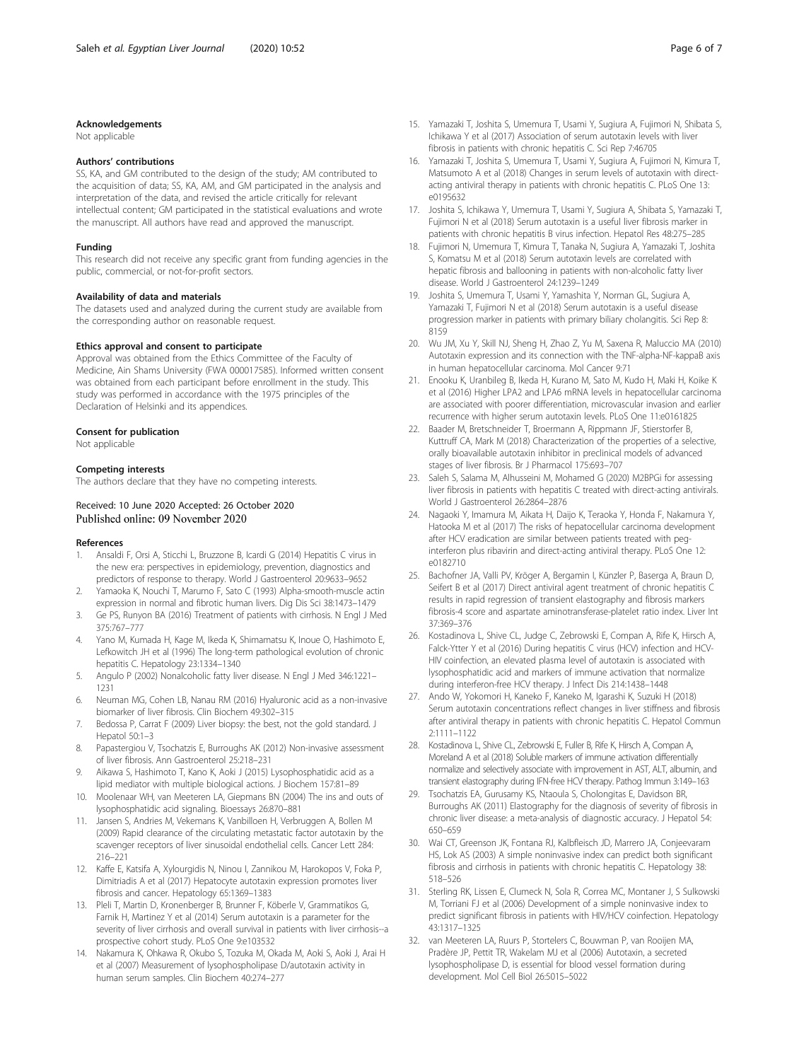### Acknowledgements

Not applicable

### Authors' contributions

SS, KA, and GM contributed to the design of the study; AM contributed to the acquisition of data; SS, KA, AM, and GM participated in the analysis and interpretation of the data, and revised the article critically for relevant intellectual content; GM participated in the statistical evaluations and wrote the manuscript. All authors have read and approved the manuscript.

### Funding

This research did not receive any specific grant from funding agencies in the public, commercial, or not-for-profit sectors.

### Availability of data and materials

The datasets used and analyzed during the current study are available from the corresponding author on reasonable request.

### Ethics approval and consent to participate

Approval was obtained from the Ethics Committee of the Faculty of Medicine, Ain Shams University (FWA 000017585). Informed written consent was obtained from each participant before enrollment in the study. This study was performed in accordance with the 1975 principles of the Declaration of Helsinki and its appendices.

### Consent for publication

Not applicable

### Competing interests

The authors declare that they have no competing interests.

Received: 10 June 2020 Accepted: 26 October 2020
Published online: 09 November 2020

### References

1. Ansaldi F, Orsi A, Sticchi L, Bruzzone B, Icardi G (2014) Hepatitis C virus in the new era: perspectives in epidemiology, prevention, diagnostics and predictors of response to therapy. World J Gastroenterol 20:9633–9652
2. Yamaoka K, Nouchi T, Marumo F, Sato C (1993) Alpha-smooth-muscle actin expression in normal and fibrotic human livers. Dig Dis Sci 38:1473–1479
3. Ge PS, Runyon BA (2016) Treatment of patients with cirrhosis. N Engl J Med 375:767–777
4. Yano M, Kumada H, Kage M, Ikeda K, Shimamatsu K, Inoue O, Hashimoto E, Lefkowitch JH et al (1996) The long-term pathological evolution of chronic hepatitis C. Hepatology 23:1334–1340
5. Angulo P (2002) Nonalcoholic fatty liver disease. N Engl J Med 346:1221–1231
6. Neuman MG, Cohen LB, Nanau RM (2016) Hyaluronic acid as a non-invasive biomarker of liver fibrosis. Clin Biochem 49:302–315
7. Bedossa P, Carrat F (2009) Liver biopsy: the best, not the gold standard. J Hepatol 50:1–3
8. Papastergiou V, Tsochatzis E, Burroughs AK (2012) Non-invasive assessment of liver fibrosis. Ann Gastroenterol 25:218–231
9. Aikawa S, Hashimoto T, Kano K, Aoki J (2015) Lysophosphatidic acid as a lipid mediator with multiple biological actions. J Biochem 157:81–89
10. Moolenaar WH, van Meeteren LA, Giepmans BN (2004) The ins and outs of lysophosphatidic acid signaling. Bioessays 26:870–881
11. Jansen S, Andries M, Vekemans K, Vanbilloen H, Verbruggen A, Bollen M (2009) Rapid clearance of the circulating metastatic factor autotaxin by the scavenger receptors of liver sinusoidal endothelial cells. Cancer Lett 284: 216–221
12. Kaffe E, Katsifa A, Xylourgidis N, Ninou I, Zannikou M, Harokopos V, Foka P, Dimitriadis A et al (2017) Hepatocyte autotaxin expression promotes liver fibrosis and cancer. Hepatology 65:1369–1383
13. Pleli T, Martin D, Kronenberger B, Brunner F, Köberle V, Grammatikos G, Farnik H, Martinez Y et al (2014) Serum autotaxin is a parameter for the severity of liver cirrhosis and overall survival in patients with liver cirrhosis--a prospective cohort study. PLoS One 9:e103532
14. Nakamura K, Ohkawa R, Okubo S, Tozuka M, Okada M, Aoki S, Aoki J, Arai H et al (2007) Measurement of lysophospholipase D/autotaxin activity in human serum samples. Clin Biochem 40:274–277
15. Yamazaki T, Joshita S, Umemura T, Usami Y, Sugiura A, Fujimori N, Shibata S, Ichikawa Y et al (2017) Association of serum autotaxin levels with liver fibrosis in patients with chronic hepatitis C. Sci Rep 7:46705
16. Yamazaki T, Joshita S, Umemura T, Usami Y, Sugiura A, Fujimori N, Kimura T, Matsumoto A et al (2018) Changes in serum levels of autotaxin with direct-acting antiviral therapy in patients with chronic hepatitis C. PLoS One 13: e0195632
17. Joshita S, Ichikawa Y, Umemura T, Usami Y, Sugiura A, Shibata S, Yamazaki T, Fujimori N et al (2018) Serum autotaxin is a useful liver fibrosis marker in patients with chronic hepatitis B virus infection. Hepatol Res 48:275–285
18. Fujimori N, Umemura T, Kimura T, Tanaka N, Sugiura A, Yamazaki T, Joshita S, Komatsu M et al (2018) Serum autotaxin levels are correlated with hepatic fibrosis and ballooning in patients with non-alcoholic fatty liver disease. World J Gastroenterol 24:1239–1249
19. Joshita S, Umemura T, Usami Y, Yamashita Y, Norman GL, Sugiura A, Yamazaki T, Fujimori N et al (2018) Serum autotaxin is a useful disease progression marker in patients with primary biliary cholangitis. Sci Rep 8: 8159
20. Wu JM, Xu Y, Skill NJ, Sheng H, Zhao Z, Yu M, Saxena R, Maluccio MA (2010) Autotaxin expression and its connection with the TNF-alpha-NF-kappaB axis in human hepatocellular carcinoma. Mol Cancer 9:71
21. Enooku K, Uranbileg B, Ikeda H, Kurano M, Sato M, Kudo H, Maki H, Koike K et al (2016) Higher LPA2 and LPA6 mRNA levels in hepatocellular carcinoma are associated with poorer differentiation, microvascular invasion and earlier recurrence with higher serum autotaxin levels. PLoS One 11:e0161825
22. Baader M, Bretschneider T, Broermann A, Rippmann JF, Stierstorfer B, Kuttruff CA, Mark M (2018) Characterization of the properties of a selective, orally bioavailable autotaxin inhibitor in preclinical models of advanced stages of liver fibrosis. Br J Pharmacol 175:693–707
23. Saleh S, Salama M, Alhusseini M, Mohamed G (2020) M2BPGi for assessing liver fibrosis in patients with hepatitis C treated with direct-acting antivirals. World J Gastroenterol 26:2864–2876
24. Nagaoki Y, Imamura M, Aikata H, Daijo K, Teraoka Y, Honda F, Nakamura Y, Hatooka M et al (2017) The risks of hepatocellular carcinoma development after HCV eradication are similar between patients treated with peg-interferon plus ribavirin and direct-acting antiviral therapy. PLoS One 12: e0182710
25. Bachofner JA, Valli PV, Kröger A, Bergamin I, Künzler P, Baserga A, Braun D, Seifert B et al (2017) Direct antiviral agent treatment of chronic hepatitis C results in rapid regression of transient elastography and fibrosis markers fibrosis-4 score and aspartate aminotransferase-platelet ratio index. Liver Int 37:369–376
26. Kostadinova L, Shive CL, Judge C, Zebrowski E, Compan A, Rife K, Hirsch A, Falck-Ytter Y et al (2016) During hepatitis C virus (HCV) infection and HCV-HIV coinfection, an elevated plasma level of autotaxin is associated with lysophosphatidic acid and markers of immune activation that normalize during interferon-free HCV therapy. J Infect Dis 214:1438–1448
27. Ando W, Yokomori H, Kaneko F, Kaneko M, Igarashi K, Suzuki H (2018) Serum autotaxin concentrations reflect changes in liver stiffness and fibrosis after antiviral therapy in patients with chronic hepatitis C. Hepatol Commun 2:1111–1122
28. Kostadinova L, Shive CL, Zebrowski E, Fuller B, Rife K, Hirsch A, Compan A, Moreland A et al (2018) Soluble markers of immune activation differentially normalize and selectively associate with improvement in AST, ALT, albumin, and transient elastography during IFN-free HCV therapy. Pathog Immun 3:149–163
29. Tsochatzis EA, Gurusamy KS, Ntaoula S, Cholongitas E, Davidson BR, Burroughs AK (2011) Elastography for the diagnosis of severity of fibrosis in chronic liver disease: a meta-analysis of diagnostic accuracy. J Hepatol 54: 650–659
30. Wai CT, Greenson JK, Fontana RJ, Kalbfleisch JD, Marrero JA, Conjeevaram HS, Lok AS (2003) A simple noninvasive index can predict both significant fibrosis and cirrhosis in patients with chronic hepatitis C. Hepatology 38: 518–526
31. Sterling RK, Lissen E, Clumeck N, Sola R, Correa MC, Montaner J, S Sulkowski M, Torriani FJ et al (2006) Development of a simple noninvasive index to predict significant fibrosis in patients with HIV/HCV coinfection. Hepatology 43:1317–1325
32. van Meeteren LA, Ruurs P, Stortelers C, Bouwman P, van Rooijen MA, Pradère JP, Pettit TR, Wakelam MJ et al (2006) Autotaxin, a secreted lysophospholipase D, is essential for blood vessel formation during development. Mol Cell Biol 26:5015–5022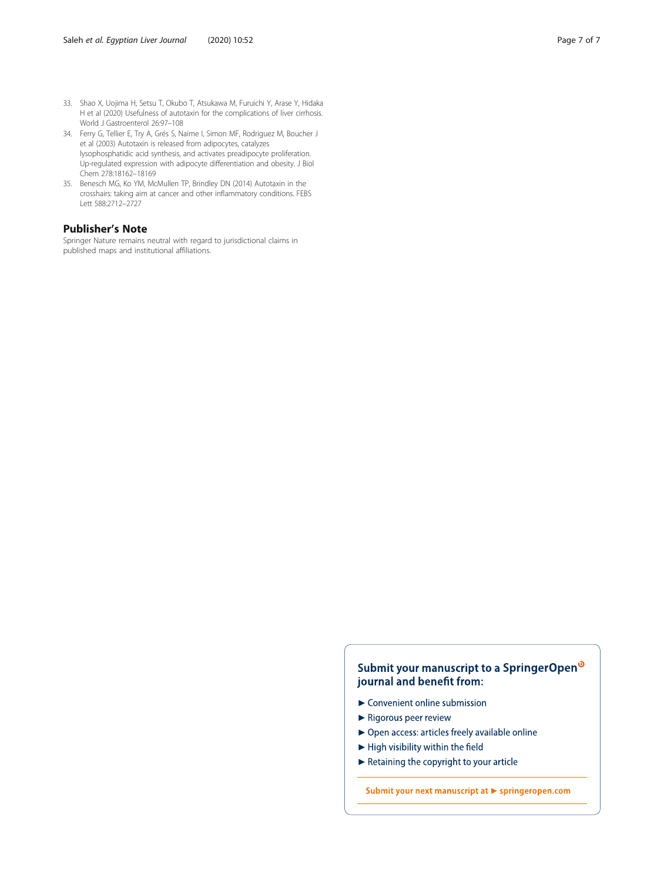33. Shao X, Uojima H, Setsu T, Okubo T, Atsukawa M, Furuichi Y, Arase Y, Hidaka H et al (2020) Usefulness of autotaxin for the complications of liver cirrhosis. World J Gastroenterol 26:97–108
34. Ferry G, Tellier E, Try A, Grés S, Naime I, Simon MF, Rodriguez M, Boucher J et al (2003) Autotaxin is released from adipocytes, catalyzes lysophosphatidic acid synthesis, and activates preadipocyte proliferation. Up-regulated expression with adipocyte differentiation and obesity. J Biol Chem 278:18162–18169
35. Benesch MG, Ko YM, McMullen TP, Brindley DN (2014) Autotaxin in the crosshairs: taking aim at cancer and other inflammatory conditions. FEBS Lett 588:2712–2727

## Publisher's Note

Springer Nature remains neutral with regard to jurisdictional claims in published maps and institutional affiliations.

**Submit your manuscript to a SpringerOpen journal and benefit from:**

- ► Convenient online submission
- ► Rigorous peer review
- ► Open access: articles freely available online
- ► High visibility within the field
- ► Retaining the copyright to your article

**Submit your next manuscript at ► springeropen.com**